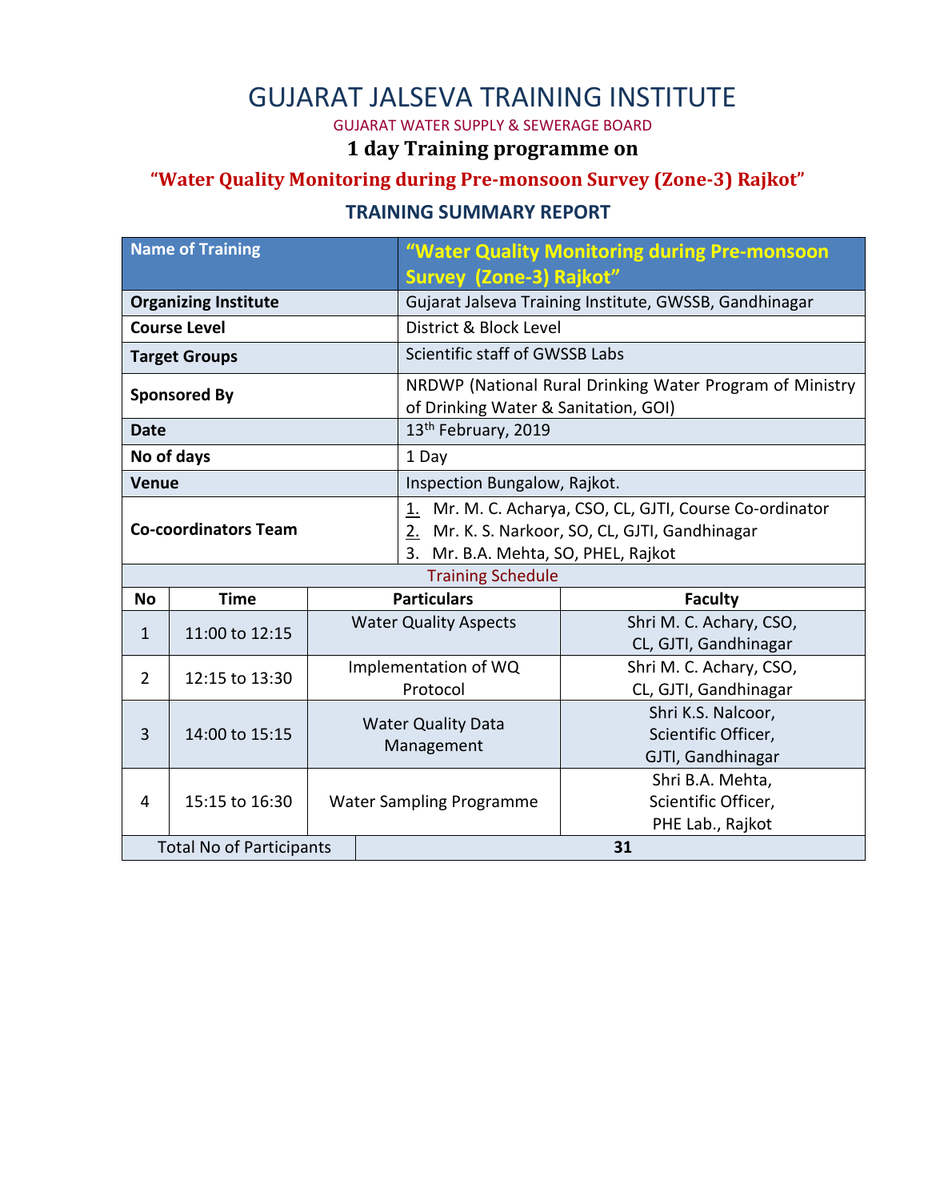# GUJARAT JALSEVA TRAINING INSTITUTE

GUJARAT WATER SUPPLY & SEWERAGE BOARD

## 1 day Training programme on

## "Water Quality Monitoring during Pre-monsoon Survey (Zone-3) Rajkot"

### TRAINING SUMMARY REPORT

| Name of Training | "Water Quality Monitoring during Pre-monsoon Survey (Zone-3) Rajkot" |
|---|---|
| **Organizing Institute** | Gujarat Jalseva Training Institute, GWSSB, Gandhinagar |
| **Course Level** | District & Block Level |
| **Target Groups** | Scientific staff of GWSSB Labs |
| **Sponsored By** | NRDWP (National Rural Drinking Water Program of Ministry of Drinking Water & Sanitation, GOI) |
| **Date** | 13th February, 2019 |
| **No of days** | 1 Day |
| **Venue** | Inspection Bungalow, Rajkot. |
| **Co-coordinators Team** | 1. Mr. M. C. Acharya, CSO, CL, GJTI, Course Co-ordinator<br>2. Mr. K. S. Narkoor, SO, CL, GJTI, Gandhinagar<br>3. Mr. B.A. Mehta, SO, PHEL, Rajkot |

Training Schedule

| No | Time | Particulars | Faculty |
|---|---|---|---|
| 1 | 11:00 to 12:15 | Water Quality Aspects | Shri M. C. Achary, CSO, CL, GJTI, Gandhinagar |
| 2 | 12:15 to 13:30 | Implementation of WQ Protocol | Shri M. C. Achary, CSO, CL, GJTI, Gandhinagar |
| 3 | 14:00 to 15:15 | Water Quality Data Management | Shri K.S. Nalcoor, Scientific Officer, GJTI, Gandhinagar |
| 4 | 15:15 to 16:30 | Water Sampling Programme | Shri B.A. Mehta, Scientific Officer, PHE Lab., Rajkot |
| Total No of Participants | | **31** | |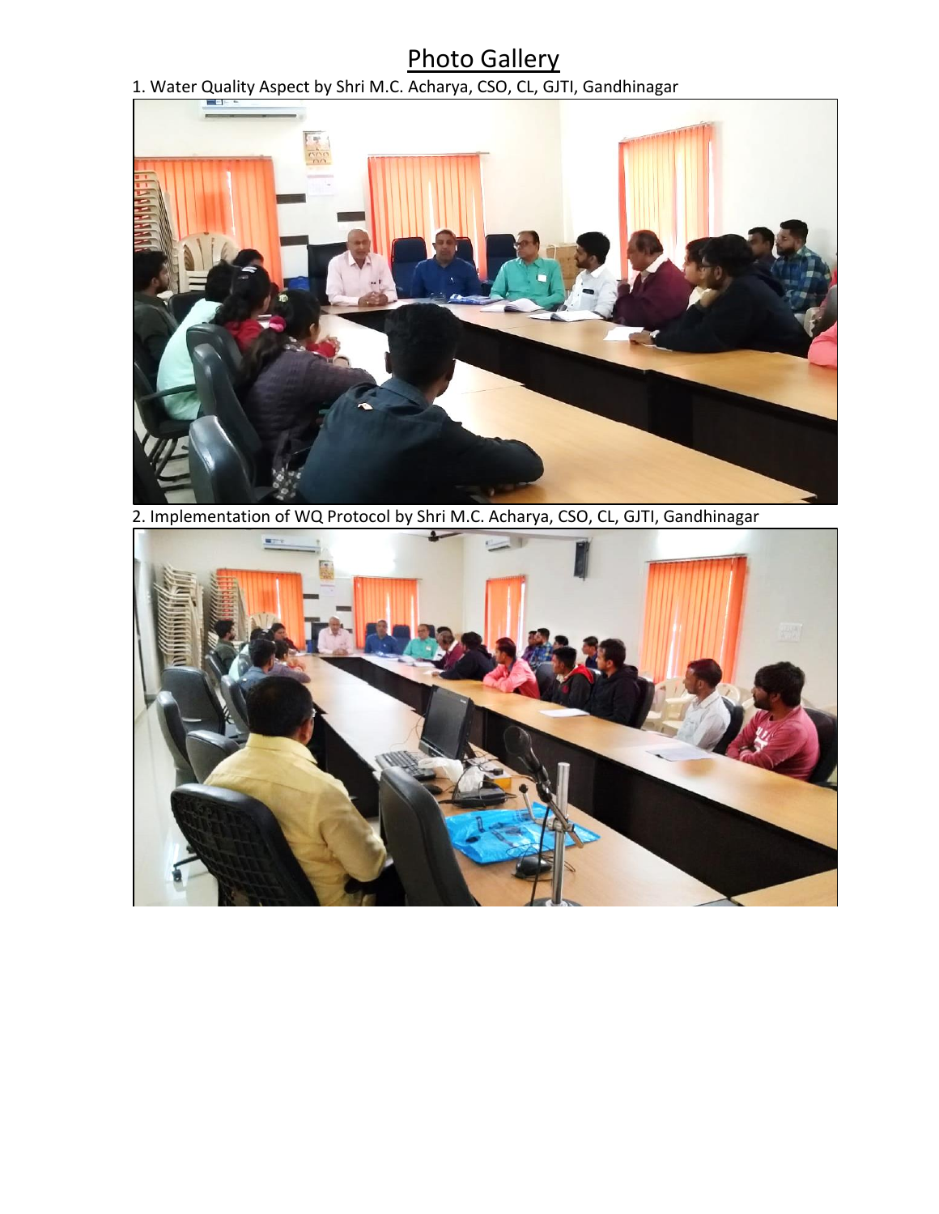# Photo Gallery

1. Water Quality Aspect by Shri M.C. Acharya, CSO, CL, GJTI, Gandhinagar

2. Implementation of WQ Protocol by Shri M.C. Acharya, CSO, CL, GJTI, Gandhinagar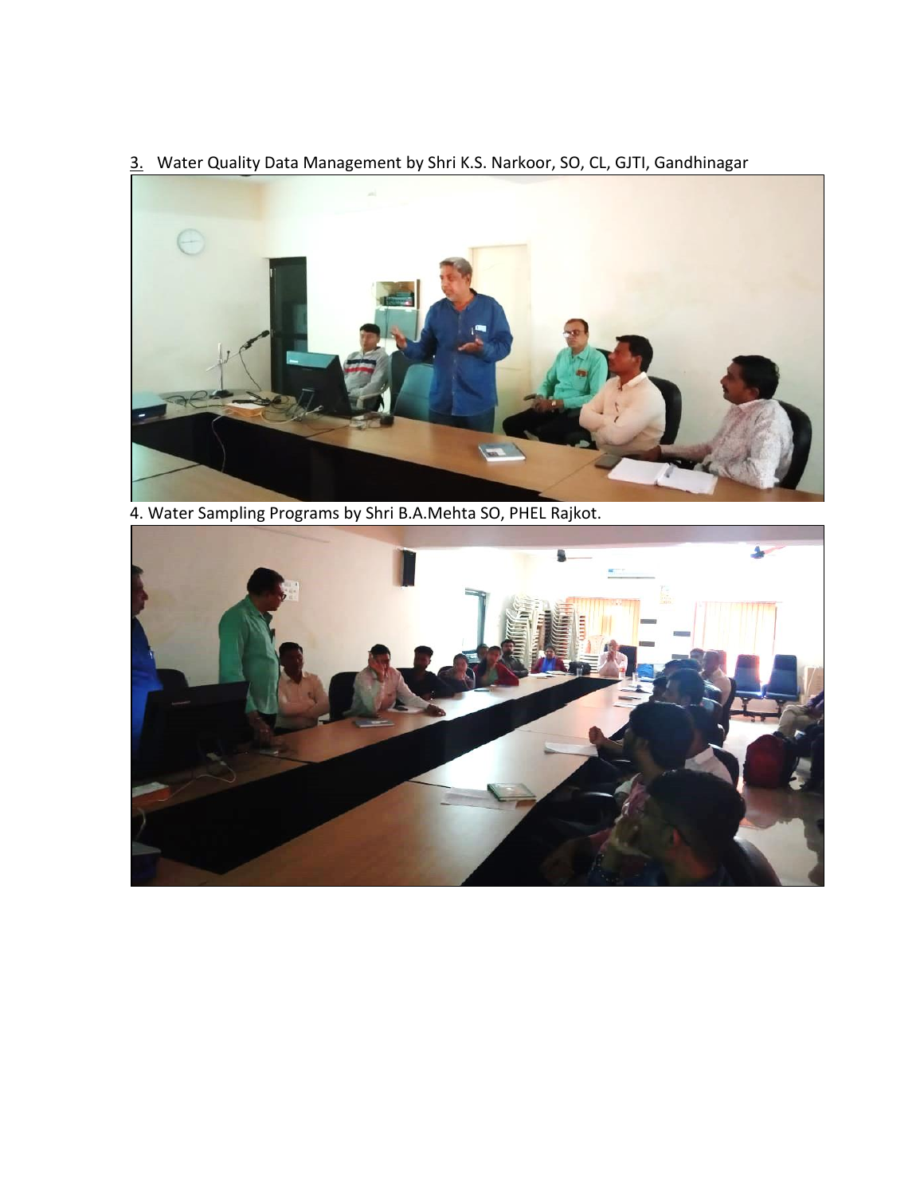3. Water Quality Data Management by Shri K.S. Narkoor, SO, CL, GJTI, Gandhinagar

4. Water Sampling Programs by Shri B.A.Mehta SO, PHEL Rajkot.